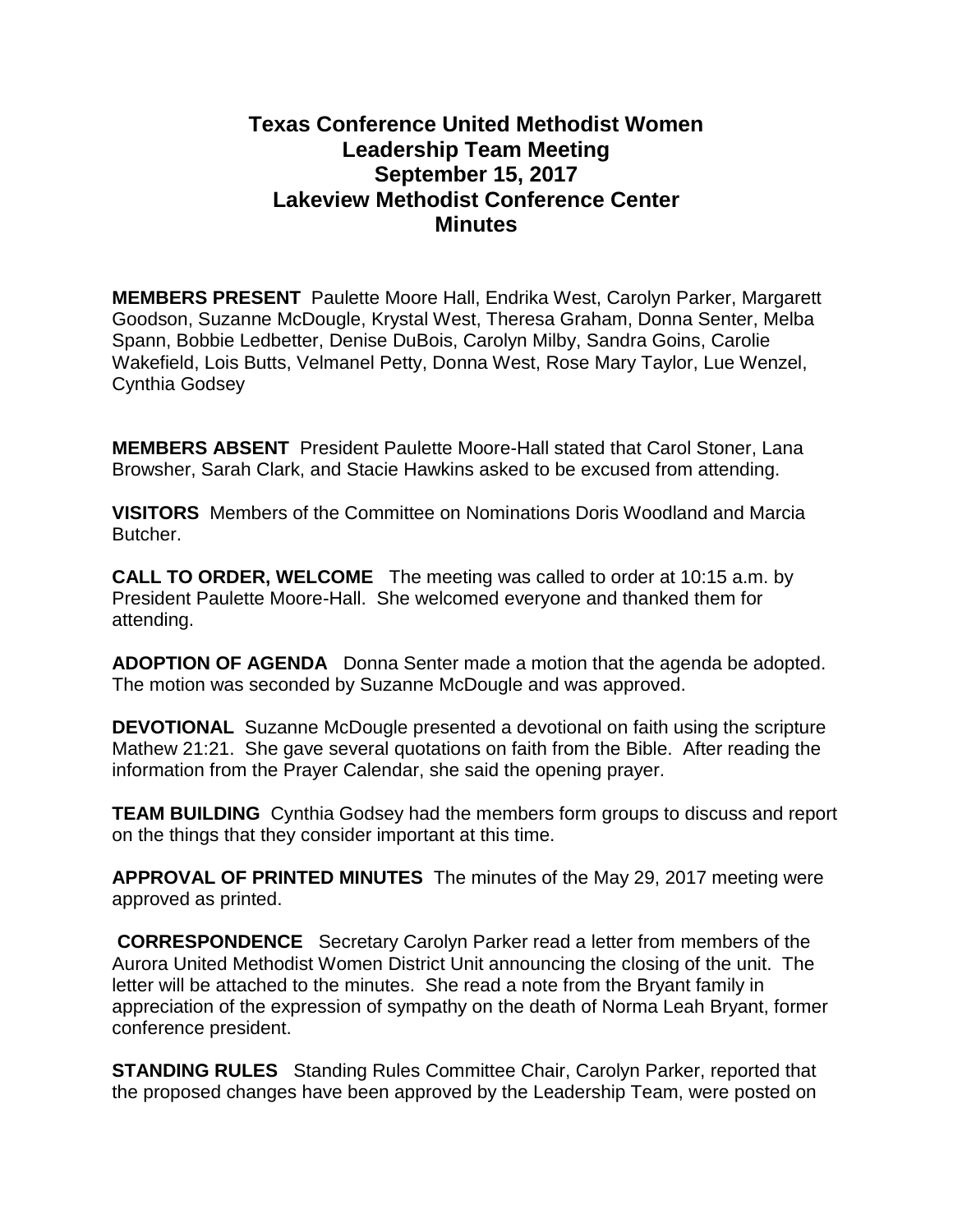# Texas Conference United Methodist Women
# Leadership Team Meeting
# September 15, 2017
# Lakeview Methodist Conference Center
# Minutes

**MEMBERS PRESENT** Paulette Moore Hall, Endrika West, Carolyn Parker, Margarett Goodson, Suzanne McDougle, Krystal West, Theresa Graham, Donna Senter, Melba Spann, Bobbie Ledbetter, Denise DuBois, Carolyn Milby, Sandra Goins, Carolie Wakefield, Lois Butts, Velmanel Petty, Donna West, Rose Mary Taylor, Lue Wenzel, Cynthia Godsey

**MEMBERS ABSENT** President Paulette Moore-Hall stated that Carol Stoner, Lana Browsher, Sarah Clark, and Stacie Hawkins asked to be excused from attending.

**VISITORS** Members of the Committee on Nominations Doris Woodland and Marcia Butcher.

**CALL TO ORDER, WELCOME** The meeting was called to order at 10:15 a.m. by President Paulette Moore-Hall. She welcomed everyone and thanked them for attending.

**ADOPTION OF AGENDA** Donna Senter made a motion that the agenda be adopted. The motion was seconded by Suzanne McDougle and was approved.

**DEVOTIONAL** Suzanne McDougle presented a devotional on faith using the scripture Mathew 21:21. She gave several quotations on faith from the Bible. After reading the information from the Prayer Calendar, she said the opening prayer.

**TEAM BUILDING** Cynthia Godsey had the members form groups to discuss and report on the things that they consider important at this time.

**APPROVAL OF PRINTED MINUTES** The minutes of the May 29, 2017 meeting were approved as printed.

**CORRESPONDENCE** Secretary Carolyn Parker read a letter from members of the Aurora United Methodist Women District Unit announcing the closing of the unit. The letter will be attached to the minutes. She read a note from the Bryant family in appreciation of the expression of sympathy on the death of Norma Leah Bryant, former conference president.

**STANDING RULES** Standing Rules Committee Chair, Carolyn Parker, reported that the proposed changes have been approved by the Leadership Team, were posted on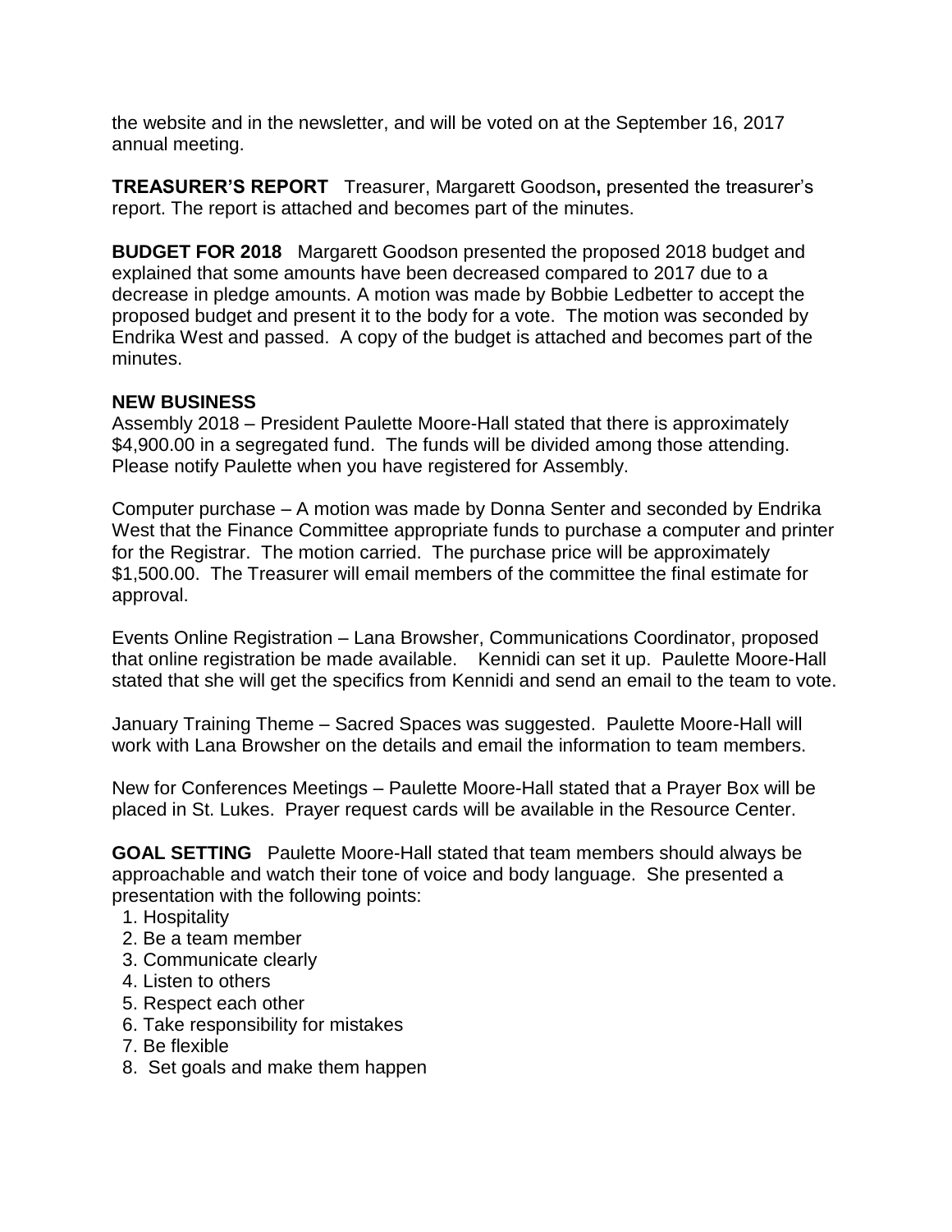the website and in the newsletter, and will be voted on at the September 16, 2017 annual meeting.

**TREASURER'S REPORT** Treasurer, Margarett Goodson**,** presented the treasurer's report. The report is attached and becomes part of the minutes.

**BUDGET FOR 2018** Margarett Goodson presented the proposed 2018 budget and explained that some amounts have been decreased compared to 2017 due to a decrease in pledge amounts. A motion was made by Bobbie Ledbetter to accept the proposed budget and present it to the body for a vote. The motion was seconded by Endrika West and passed. A copy of the budget is attached and becomes part of the minutes.

**NEW BUSINESS**

Assembly 2018 – President Paulette Moore-Hall stated that there is approximately $4,900.00 in a segregated fund. The funds will be divided among those attending. Please notify Paulette when you have registered for Assembly.

Computer purchase – A motion was made by Donna Senter and seconded by Endrika West that the Finance Committee appropriate funds to purchase a computer and printer for the Registrar. The motion carried. The purchase price will be approximately $1,500.00. The Treasurer will email members of the committee the final estimate for approval.

Events Online Registration – Lana Browsher, Communications Coordinator, proposed that online registration be made available. Kennidi can set it up. Paulette Moore-Hall stated that she will get the specifics from Kennidi and send an email to the team to vote.

January Training Theme – Sacred Spaces was suggested. Paulette Moore-Hall will work with Lana Browsher on the details and email the information to team members.

New for Conferences Meetings – Paulette Moore-Hall stated that a Prayer Box will be placed in St. Lukes. Prayer request cards will be available in the Resource Center.

**GOAL SETTING** Paulette Moore-Hall stated that team members should always be approachable and watch their tone of voice and body language. She presented a presentation with the following points:

1. Hospitality
2. Be a team member
3. Communicate clearly
4. Listen to others
5. Respect each other
6. Take responsibility for mistakes
7. Be flexible
8. Set goals and make them happen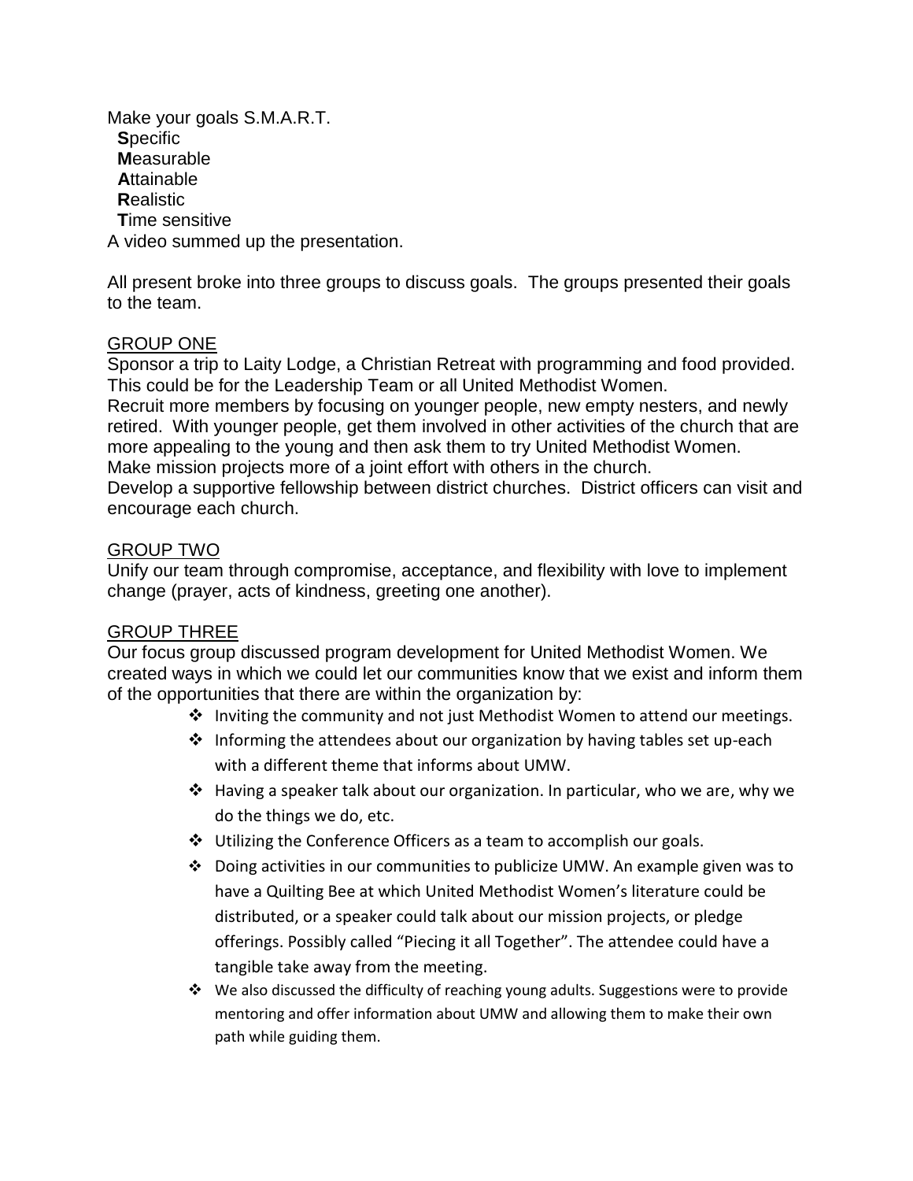Make your goals S.M.A.R.T.

- **S**pecific
- **M**easurable
- **A**ttainable
- **R**ealistic
- **T**ime sensitive

A video summed up the presentation.

All present broke into three groups to discuss goals. The groups presented their goals to the team.

<u>GROUP ONE</u>

Sponsor a trip to Laity Lodge, a Christian Retreat with programming and food provided. This could be for the Leadership Team or all United Methodist Women.

Recruit more members by focusing on younger people, new empty nesters, and newly retired. With younger people, get them involved in other activities of the church that are more appealing to the young and then ask them to try United Methodist Women.

Make mission projects more of a joint effort with others in the church.

Develop a supportive fellowship between district churches. District officers can visit and encourage each church.

<u>GROUP TWO</u>

Unify our team through compromise, acceptance, and flexibility with love to implement change (prayer, acts of kindness, greeting one another).

<u>GROUP THREE</u>

Our focus group discussed program development for United Methodist Women. We created ways in which we could let our communities know that we exist and inform them of the opportunities that there are within the organization by:

- Inviting the community and not just Methodist Women to attend our meetings.
- Informing the attendees about our organization by having tables set up-each with a different theme that informs about UMW.
- Having a speaker talk about our organization. In particular, who we are, why we do the things we do, etc.
- Utilizing the Conference Officers as a team to accomplish our goals.
- Doing activities in our communities to publicize UMW. An example given was to have a Quilting Bee at which United Methodist Women's literature could be distributed, or a speaker could talk about our mission projects, or pledge offerings. Possibly called "Piecing it all Together". The attendee could have a tangible take away from the meeting.
- We also discussed the difficulty of reaching young adults. Suggestions were to provide mentoring and offer information about UMW and allowing them to make their own path while guiding them.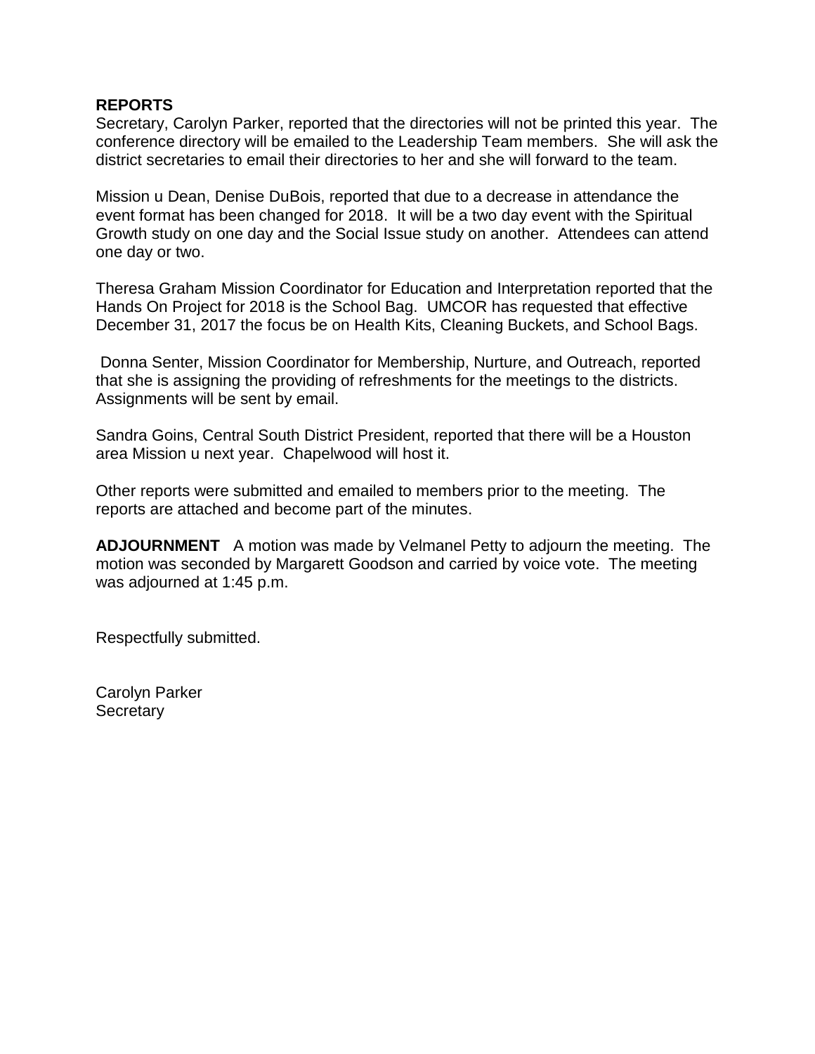**REPORTS**
Secretary, Carolyn Parker, reported that the directories will not be printed this year. The conference directory will be emailed to the Leadership Team members. She will ask the district secretaries to email their directories to her and she will forward to the team.

Mission u Dean, Denise DuBois, reported that due to a decrease in attendance the event format has been changed for 2018. It will be a two day event with the Spiritual Growth study on one day and the Social Issue study on another. Attendees can attend one day or two.

Theresa Graham Mission Coordinator for Education and Interpretation reported that the Hands On Project for 2018 is the School Bag. UMCOR has requested that effective December 31, 2017 the focus be on Health Kits, Cleaning Buckets, and School Bags.

Donna Senter, Mission Coordinator for Membership, Nurture, and Outreach, reported that she is assigning the providing of refreshments for the meetings to the districts. Assignments will be sent by email.

Sandra Goins, Central South District President, reported that there will be a Houston area Mission u next year. Chapelwood will host it.

Other reports were submitted and emailed to members prior to the meeting. The reports are attached and become part of the minutes.

**ADJOURNMENT** A motion was made by Velmanel Petty to adjourn the meeting. The motion was seconded by Margarett Goodson and carried by voice vote. The meeting was adjourned at 1:45 p.m.

Respectfully submitted.

Carolyn Parker
Secretary